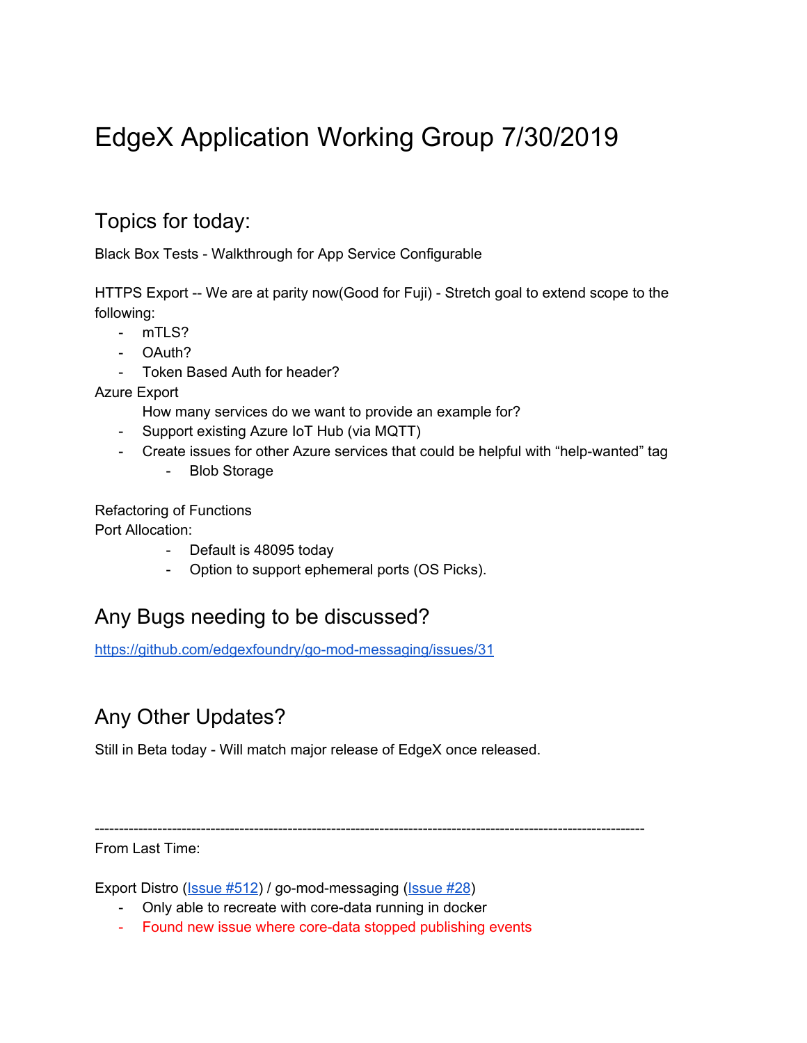# EdgeX Application Working Group 7/30/2019

## Topics for today:

Black Box Tests - Walkthrough for App Service Configurable

HTTPS Export -- We are at parity now(Good for Fuji) - Stretch goal to extend scope to the following:

- mTLS?
- OAuth?
- Token Based Auth for header?

Azure Export

How many services do we want to provide an example for?

- Support existing Azure IoT Hub (via MQTT)
- Create issues for other Azure services that could be helpful with "help-wanted" tag
    - Blob Storage

Refactoring of Functions

Port Allocation:

- Default is 48095 today
- Option to support ephemeral ports (OS Picks).

## Any Bugs needing to be discussed?

https://github.com/edgexfoundry/go-mod-messaging/issues/31

## Any Other Updates?

Still in Beta today - Will match major release of EdgeX once released.

---

From Last Time:

Export Distro (Issue #512) / go-mod-messaging (Issue #28)

- Only able to recreate with core-data running in docker
- Found new issue where core-data stopped publishing events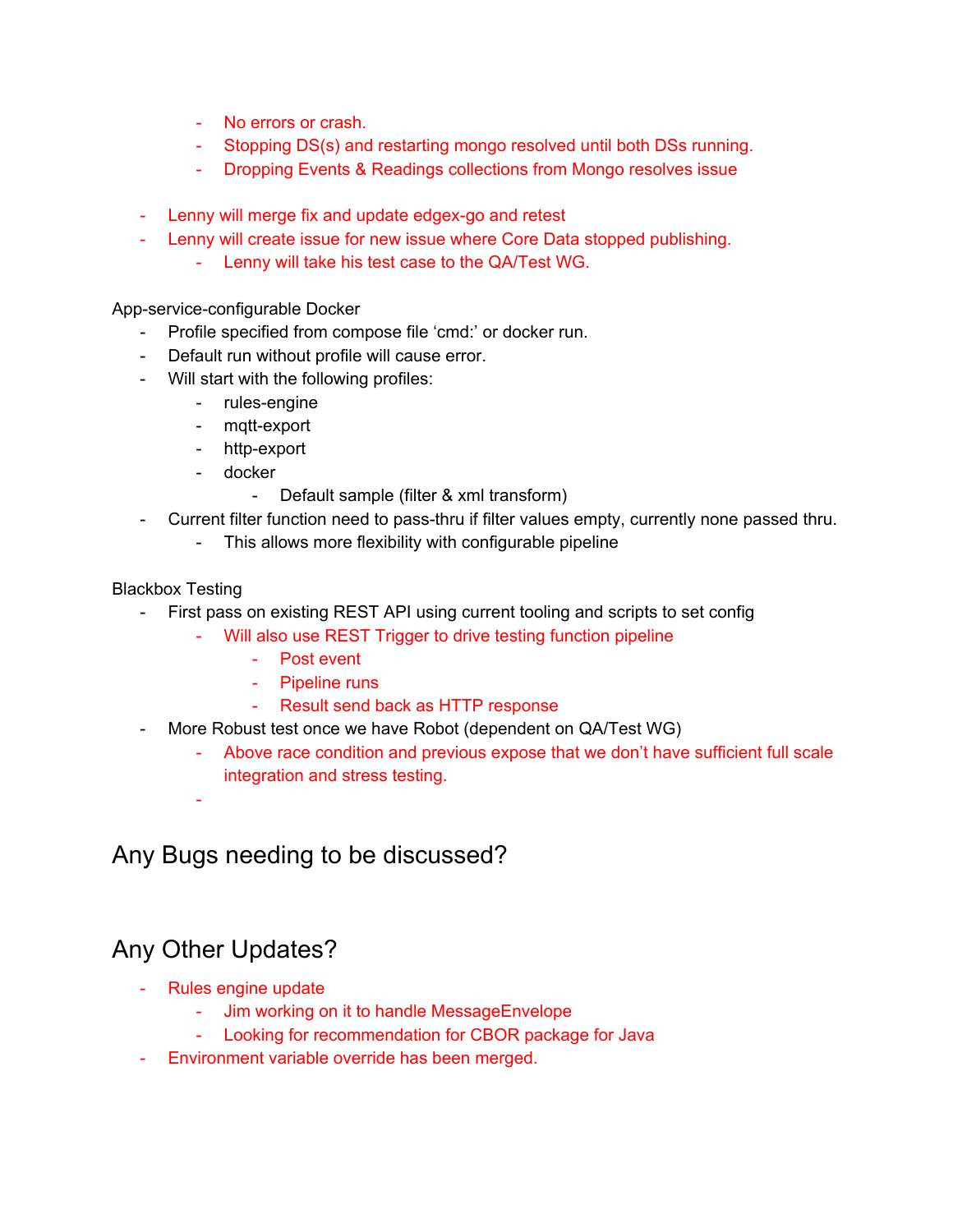- No errors or crash.
    - Stopping DS(s) and restarting mongo resolved until both DSs running.
    - Dropping Events & Readings collections from Mongo resolves issue

- Lenny will merge fix and update edgex-go and retest
- Lenny will create issue for new issue where Core Data stopped publishing.
    - Lenny will take his test case to the QA/Test WG.

App-service-configurable Docker

- Profile specified from compose file 'cmd:' or docker run.
- Default run without profile will cause error.
- Will start with the following profiles:
    - rules-engine
    - mqtt-export
    - http-export
    - docker
        - Default sample (filter & xml transform)
- Current filter function need to pass-thru if filter values empty, currently none passed thru.
    - This allows more flexibility with configurable pipeline

Blackbox Testing

- First pass on existing REST API using current tooling and scripts to set config
    - Will also use REST Trigger to drive testing function pipeline
        - Post event
        - Pipeline runs
        - Result send back as HTTP response
- More Robust test once we have Robot (dependent on QA/Test WG)
    - Above race condition and previous expose that we don't have sufficient full scale integration and stress testing.
    -

## Any Bugs needing to be discussed?

## Any Other Updates?

- Rules engine update
    - Jim working on it to handle MessageEnvelope
    - Looking for recommendation for CBOR package for Java
- Environment variable override has been merged.